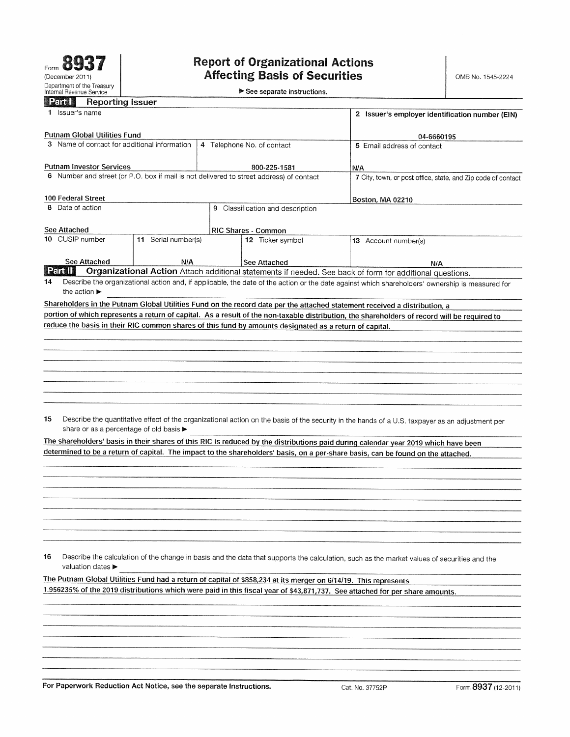Form **8937**
(December 2011)
Department of the Treasury
Internal Revenue Service

# Report of Organizational Actions Affecting Basis of Securities

▶ See separate instructions.

OMB No. 1545-2224

## Part I Reporting Issuer

| | | | |
|---|---|---|---|
| 1 Issuer's name<br>Putnam Global Utilities Fund | | | 2 Issuer's employer identification number (EIN)<br>04-6660195 |
| 3 Name of contact for additional information<br>Putnam Investor Services | 4 Telephone No. of contact<br>800-225-1581 | | 5 Email address of contact<br>N/A |
| 6 Number and street (or P.O. box if mail is not delivered to street address) of contact<br>100 Federal Street | | | 7 City, town, or post office, state, and Zip code of contact<br>Boston, MA 02210 |
| 8 Date of action<br>See Attached | 9 Classification and description<br>RIC Shares - Common | | |
| 10 CUSIP number<br>See Attached | 11 Serial number(s)<br>N/A | 12 Ticker symbol<br>See Attached | 13 Account number(s)<br>N/A |

## Part II Organizational Action

Attach additional statements if needed. See back of form for additional questions.

**14** Describe the organizational action and, if applicable, the date of the action or the date against which shareholders' ownership is measured for the action ▶

Shareholders in the Putnam Global Utilities Fund on the record date per the attached statement received a distribution, a portion of which represents a return of capital. As a result of the non-taxable distribution, the shareholders of record will be required to reduce the basis in their RIC common shares of this fund by amounts designated as a return of capital.

**15** Describe the quantitative effect of the organizational action on the basis of the security in the hands of a U.S. taxpayer as an adjustment per share or as a percentage of old basis ▶

The shareholders' basis in their shares of this RIC is reduced by the distributions paid during calendar year 2019 which have been determined to be a return of capital. The impact to the shareholders' basis, on a per-share basis, can be found on the attached.

**16** Describe the calculation of the change in basis and the data that supports the calculation, such as the market values of securities and the valuation dates ▶

The Putnam Global Utilities Fund had a return of capital of $858,234 at its merger on 6/14/19. This represents 1.956235% of the 2019 distributions which were paid in this fiscal year of $43,871,737. See attached for per share amounts.

For Paperwork Reduction Act Notice, see the separate Instructions. Cat. No. 37752P Form **8937** (12-2011)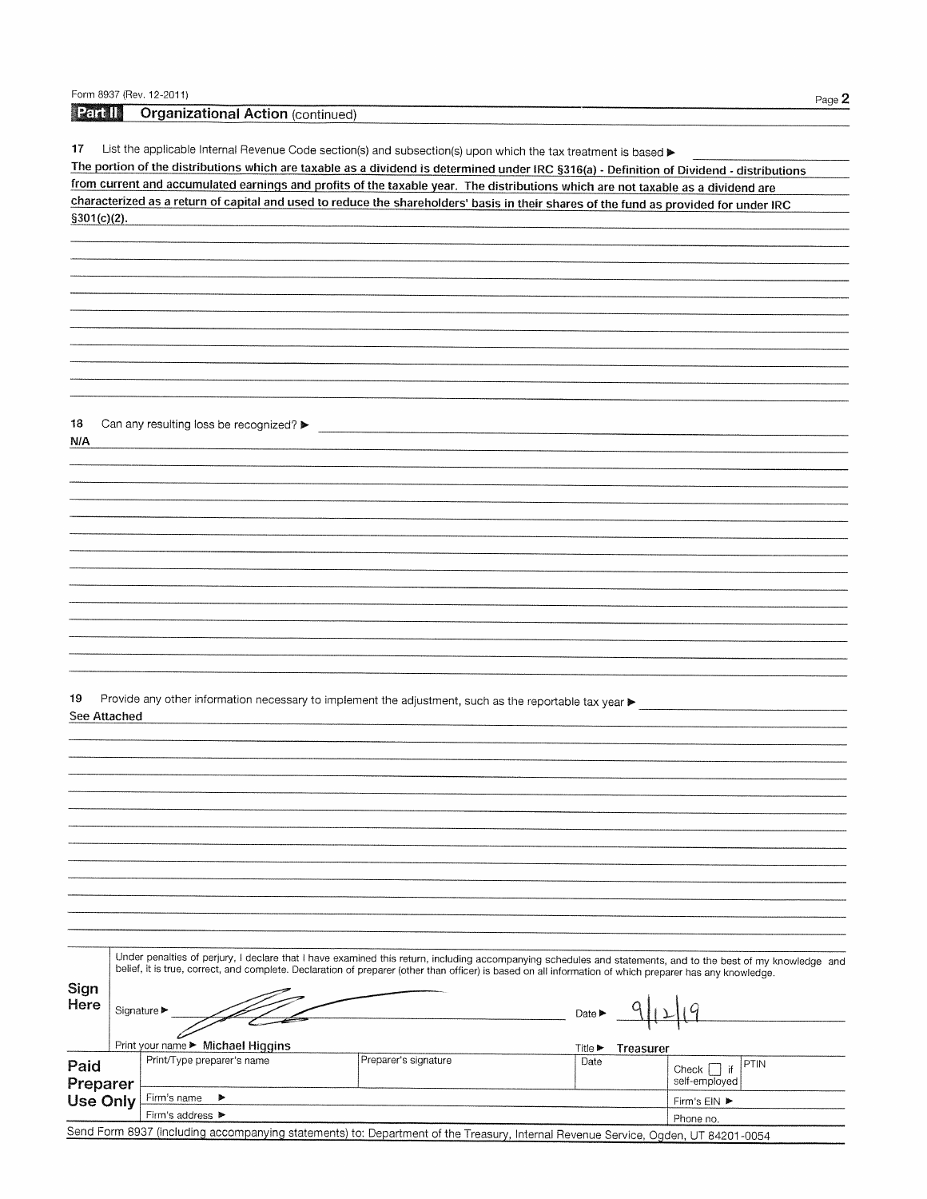## Part II Organizational Action (continued)

**17** List the applicable Internal Revenue Code section(s) and subsection(s) upon which the tax treatment is based ▶

The portion of the distributions which are taxable as a dividend is determined under IRC §316(a) - Definition of Dividend - distributions from current and accumulated earnings and profits of the taxable year. The distributions which are not taxable as a dividend are characterized as a return of capital and used to reduce the shareholders' basis in their shares of the fund as provided for under IRC §301(c)(2).

**18** Can any resulting loss be recognized? ▶

N/A

**19** Provide any other information necessary to implement the adjustment, such as the reportable tax year ▶

See Attached

**Sign Here**

Under penalties of perjury, I declare that I have examined this return, including accompanying schedules and statements, and to the best of my knowledge and belief, it is true, correct, and complete. Declaration of preparer (other than officer) is based on all information of which preparer has any knowledge.

Signature ▶ [signature] Date ▶ 9/12/19

Print your name ▶ Michael Higgins Title ▶ Treasurer

**Paid Preparer Use Only**

| Print/Type preparer's name | Preparer's signature | Date | Check ☐ if self-employed | PTIN |
|---|---|---|---|---|
| | | | | |
| Firm's name ▶ | | | Firm's EIN ▶ | |
| Firm's address ▶ | | | Phone no. | |

Send Form 8937 (including accompanying statements) to: Department of the Treasury, Internal Revenue Service, Ogden, UT 84201-0054